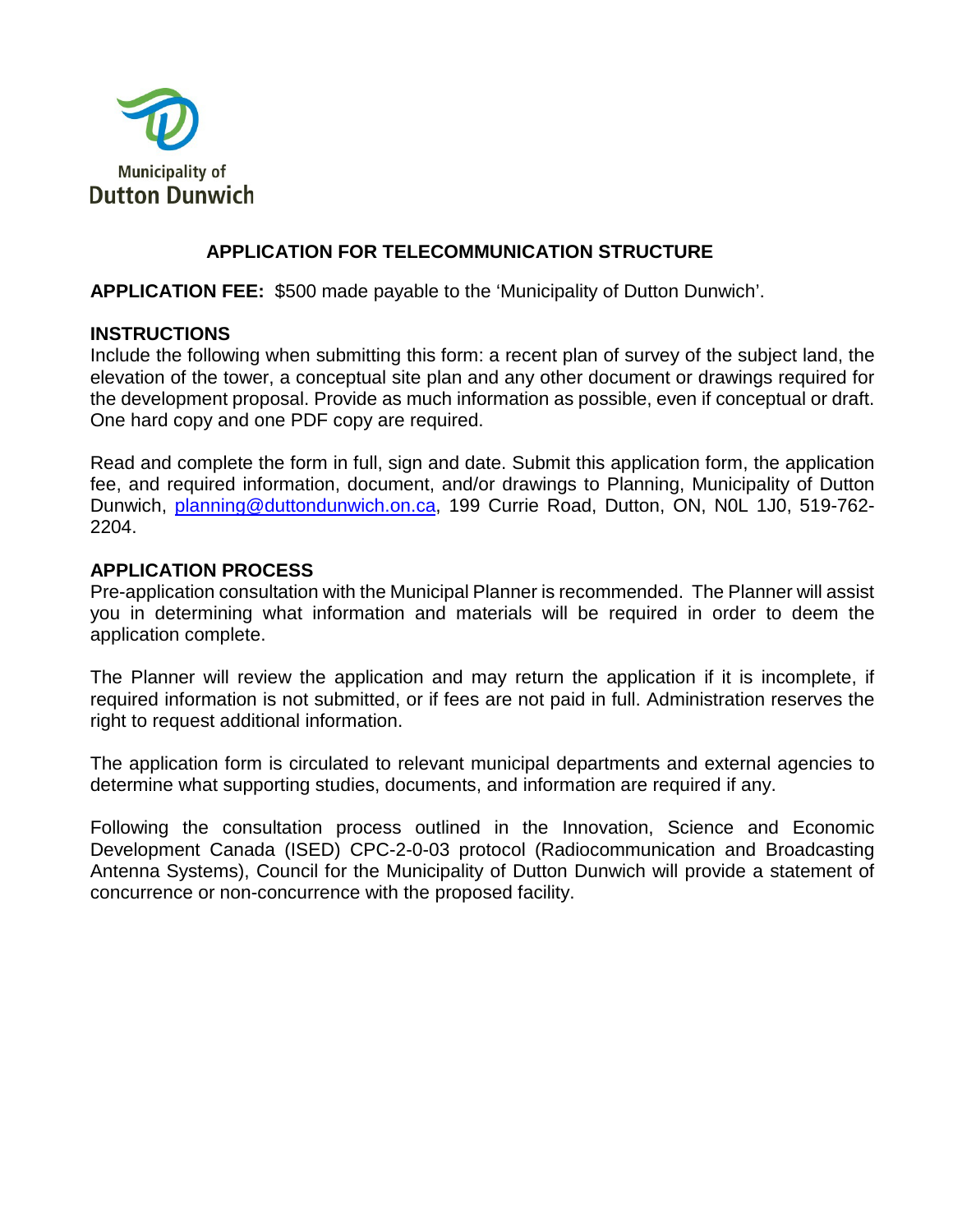Municipality of
Dutton Dunwich

# APPLICATION FOR TELECOMMUNICATION STRUCTURE

**APPLICATION FEE:** $500 made payable to the 'Municipality of Dutton Dunwich'.

## INSTRUCTIONS

Include the following when submitting this form: a recent plan of survey of the subject land, the elevation of the tower, a conceptual site plan and any other document or drawings required for the development proposal. Provide as much information as possible, even if conceptual or draft. One hard copy and one PDF copy are required.

Read and complete the form in full, sign and date. Submit this application form, the application fee, and required information, document, and/or drawings to Planning, Municipality of Dutton Dunwich, planning@duttondunwich.on.ca, 199 Currie Road, Dutton, ON, N0L 1J0, 519-762-2204.

## APPLICATION PROCESS

Pre-application consultation with the Municipal Planner is recommended. The Planner will assist you in determining what information and materials will be required in order to deem the application complete.

The Planner will review the application and may return the application if it is incomplete, if required information is not submitted, or if fees are not paid in full. Administration reserves the right to request additional information.

The application form is circulated to relevant municipal departments and external agencies to determine what supporting studies, documents, and information are required if any.

Following the consultation process outlined in the Innovation, Science and Economic Development Canada (ISED) CPC-2-0-03 protocol (Radiocommunication and Broadcasting Antenna Systems), Council for the Municipality of Dutton Dunwich will provide a statement of concurrence or non-concurrence with the proposed facility.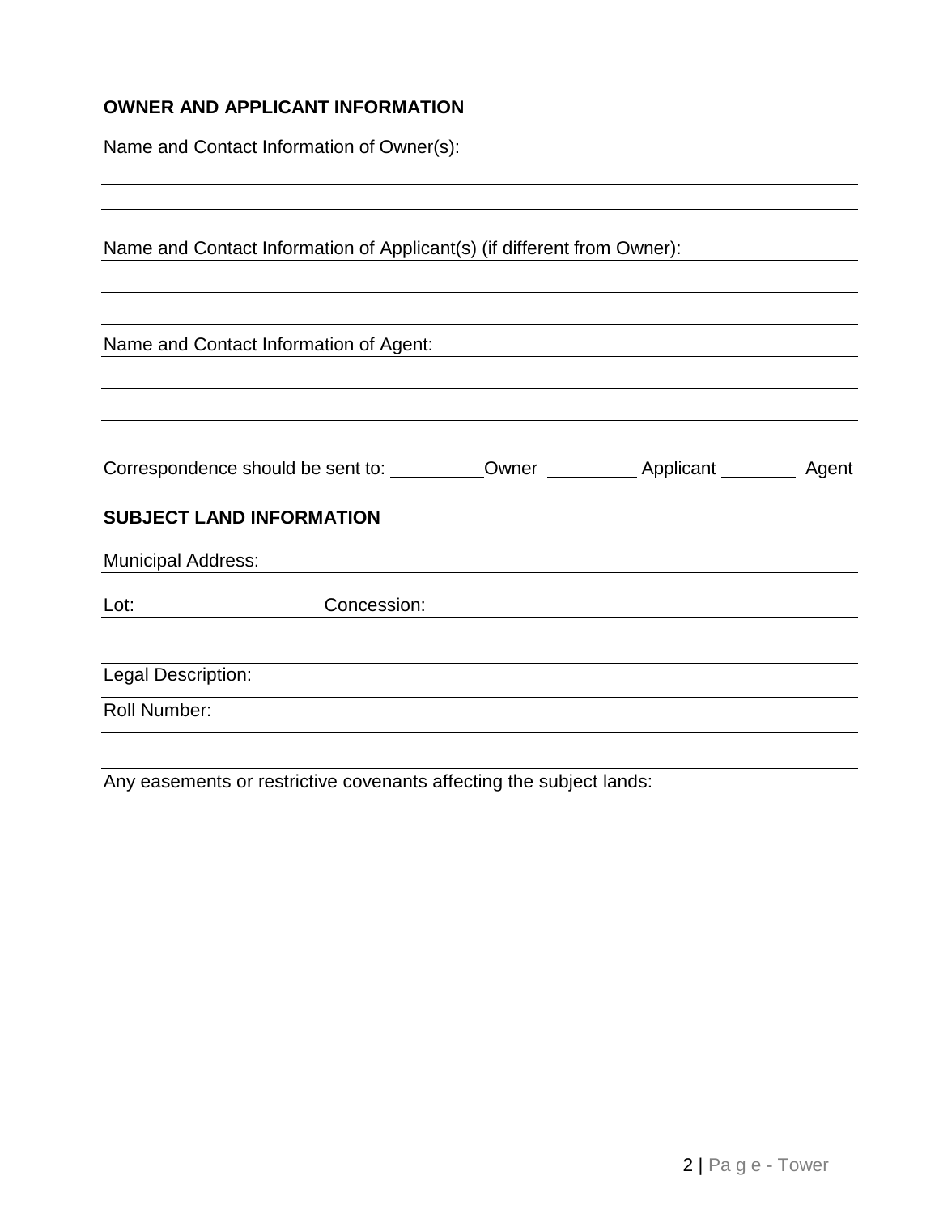## OWNER AND APPLICANT INFORMATION

Name and Contact Information of Owner(s): ______________________________

______________________________

______________________________

Name and Contact Information of Applicant(s) (if different from Owner): ______________________________

______________________________

______________________________

Name and Contact Information of Agent: ______________________________

______________________________

______________________________

Correspondence should be sent to: _________ Owner _________ Applicant ________ Agent

## SUBJECT LAND INFORMATION

Municipal Address: ______________________________

Lot: __________ Concession: ______________________________

______________________________

Legal Description: ______________________________

Roll Number: ______________________________

______________________________

Any easements or restrictive covenants affecting the subject lands: ______________________________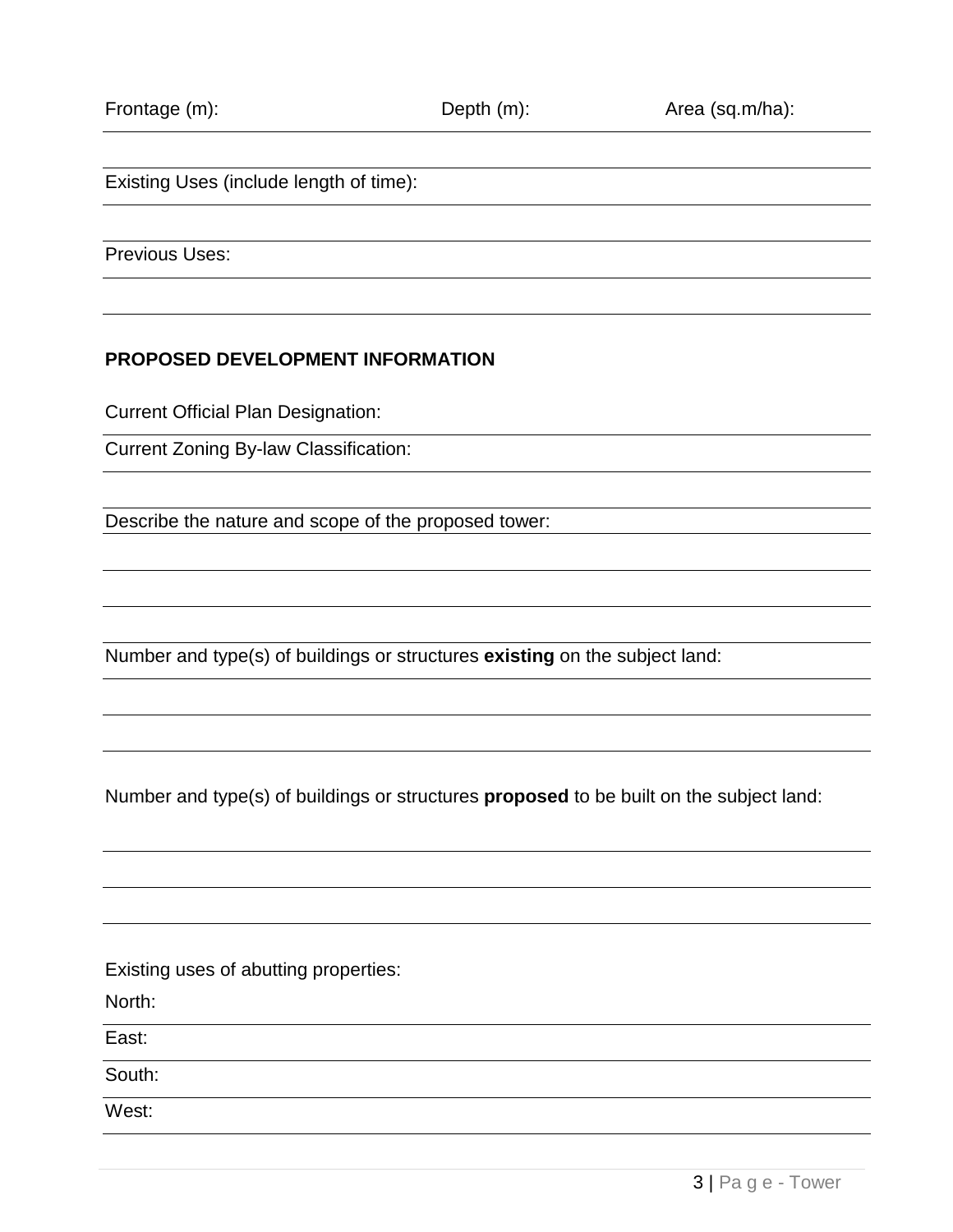Frontage (m): Depth (m): Area (sq.m/ha):

Existing Uses (include length of time):

Previous Uses:

**PROPOSED DEVELOPMENT INFORMATION**

Current Official Plan Designation:

Current Zoning By-law Classification:

Describe the nature and scope of the proposed tower:

Number and type(s) of buildings or structures **existing** on the subject land:

Number and type(s) of buildings or structures **proposed** to be built on the subject land:

Existing uses of abutting properties:

North:

East:

South:

West: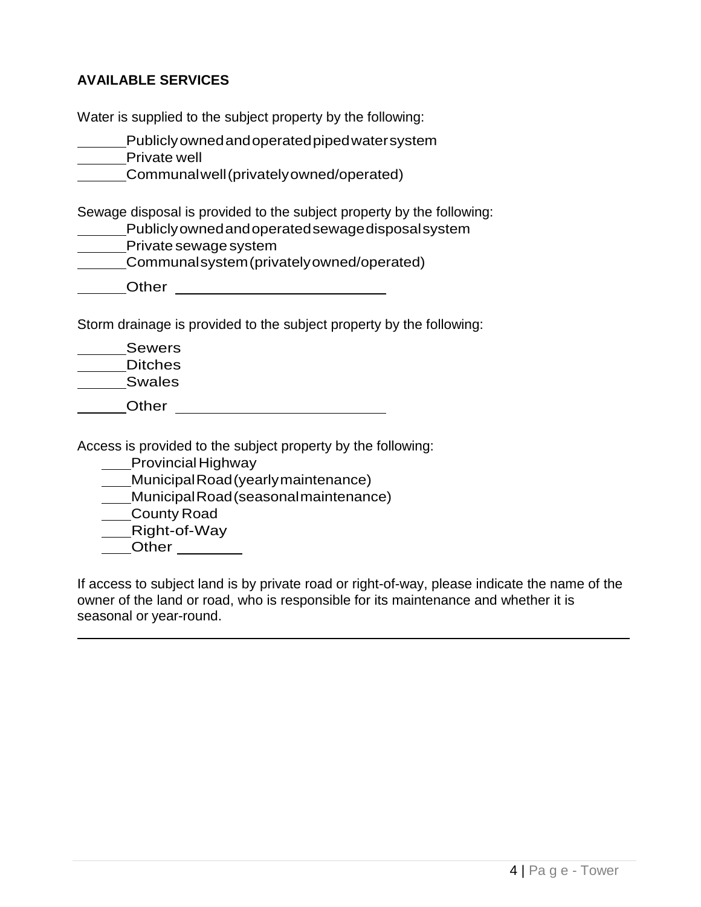**AVAILABLE SERVICES**

Water is supplied to the subject property by the following:

\_\_\_\_\_\_Publicly owned and operated piped water system
\_\_\_\_\_\_Private well
\_\_\_\_\_\_Communal well (privately owned/operated)

Sewage disposal is provided to the subject property by the following:

\_\_\_\_\_\_Publicly owned and operated sewage disposal system
\_\_\_\_\_\_Private sewage system
\_\_\_\_\_\_Communal system (privately owned/operated)
\_\_\_\_\_\_Other \_\_\_\_\_\_\_\_\_\_\_\_\_\_\_\_\_\_\_\_\_\_\_\_\_\_

Storm drainage is provided to the subject property by the following:

\_\_\_\_\_\_Sewers
\_\_\_\_\_\_Ditches
\_\_\_\_\_\_Swales
\_\_\_\_\_\_Other \_\_\_\_\_\_\_\_\_\_\_\_\_\_\_\_\_\_\_\_\_\_\_\_\_\_

Access is provided to the subject property by the following:

\_\_\_\_Provincial Highway
\_\_\_\_Municipal Road (yearly maintenance)
\_\_\_\_Municipal Road (seasonal maintenance)
\_\_\_\_County Road
\_\_\_\_Right-of-Way
\_\_\_\_Other \_\_\_\_\_\_\_\_

If access to subject land is by private road or right-of-way, please indicate the name of the owner of the land or road, who is responsible for its maintenance and whether it is seasonal or year-round.

\_\_\_\_\_\_\_\_\_\_\_\_\_\_\_\_\_\_\_\_\_\_\_\_\_\_\_\_\_\_\_\_\_\_\_\_\_\_\_\_\_\_\_\_\_\_\_\_\_\_\_\_\_\_\_\_\_\_\_\_\_\_\_\_\_\_\_\_\_\_\_\_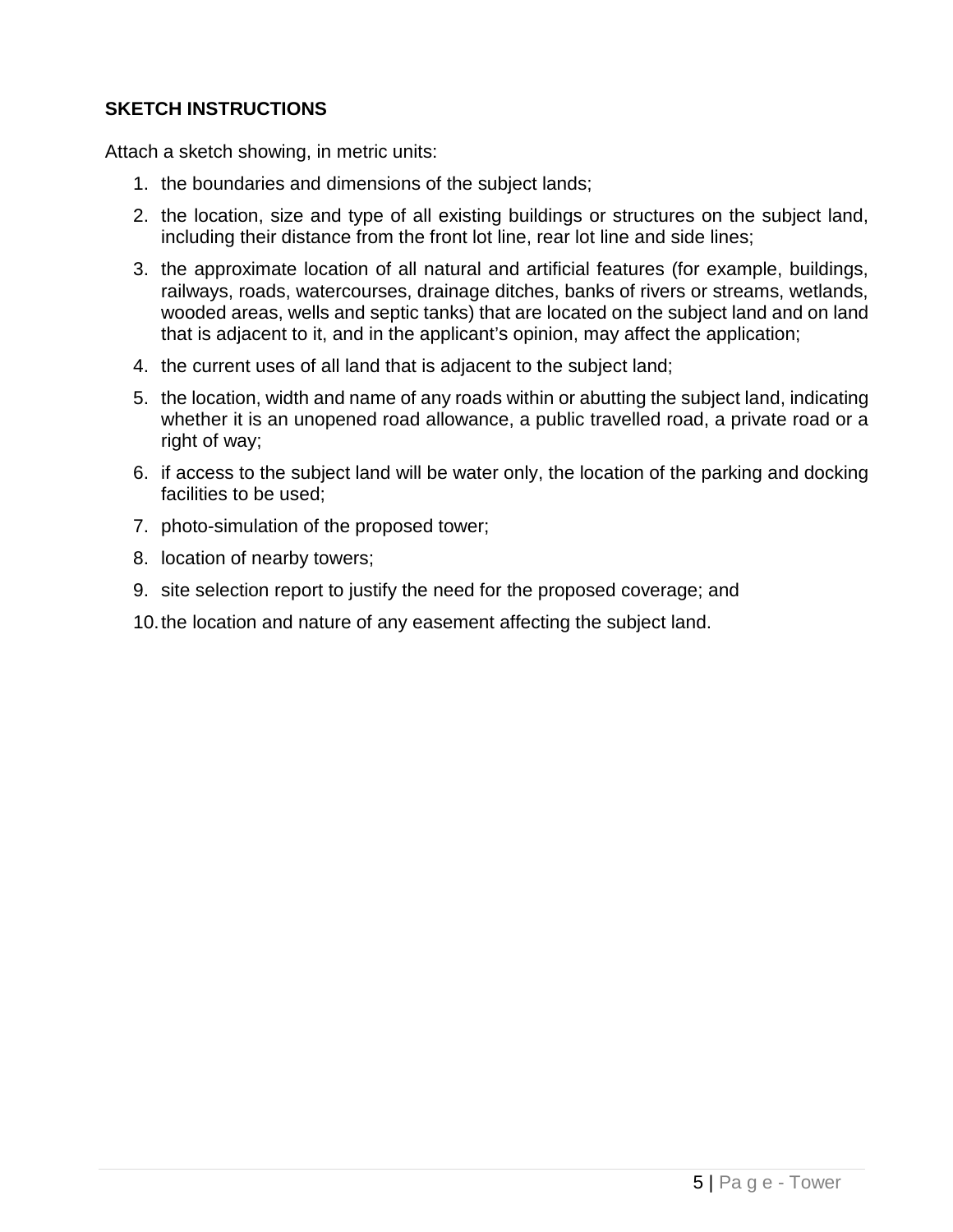**SKETCH INSTRUCTIONS**

Attach a sketch showing, in metric units:

1. the boundaries and dimensions of the subject lands;
2. the location, size and type of all existing buildings or structures on the subject land, including their distance from the front lot line, rear lot line and side lines;
3. the approximate location of all natural and artificial features (for example, buildings, railways, roads, watercourses, drainage ditches, banks of rivers or streams, wetlands, wooded areas, wells and septic tanks) that are located on the subject land and on land that is adjacent to it, and in the applicant's opinion, may affect the application;
4. the current uses of all land that is adjacent to the subject land;
5. the location, width and name of any roads within or abutting the subject land, indicating whether it is an unopened road allowance, a public travelled road, a private road or a right of way;
6. if access to the subject land will be water only, the location of the parking and docking facilities to be used;
7. photo-simulation of the proposed tower;
8. location of nearby towers;
9. site selection report to justify the need for the proposed coverage; and
10. the location and nature of any easement affecting the subject land.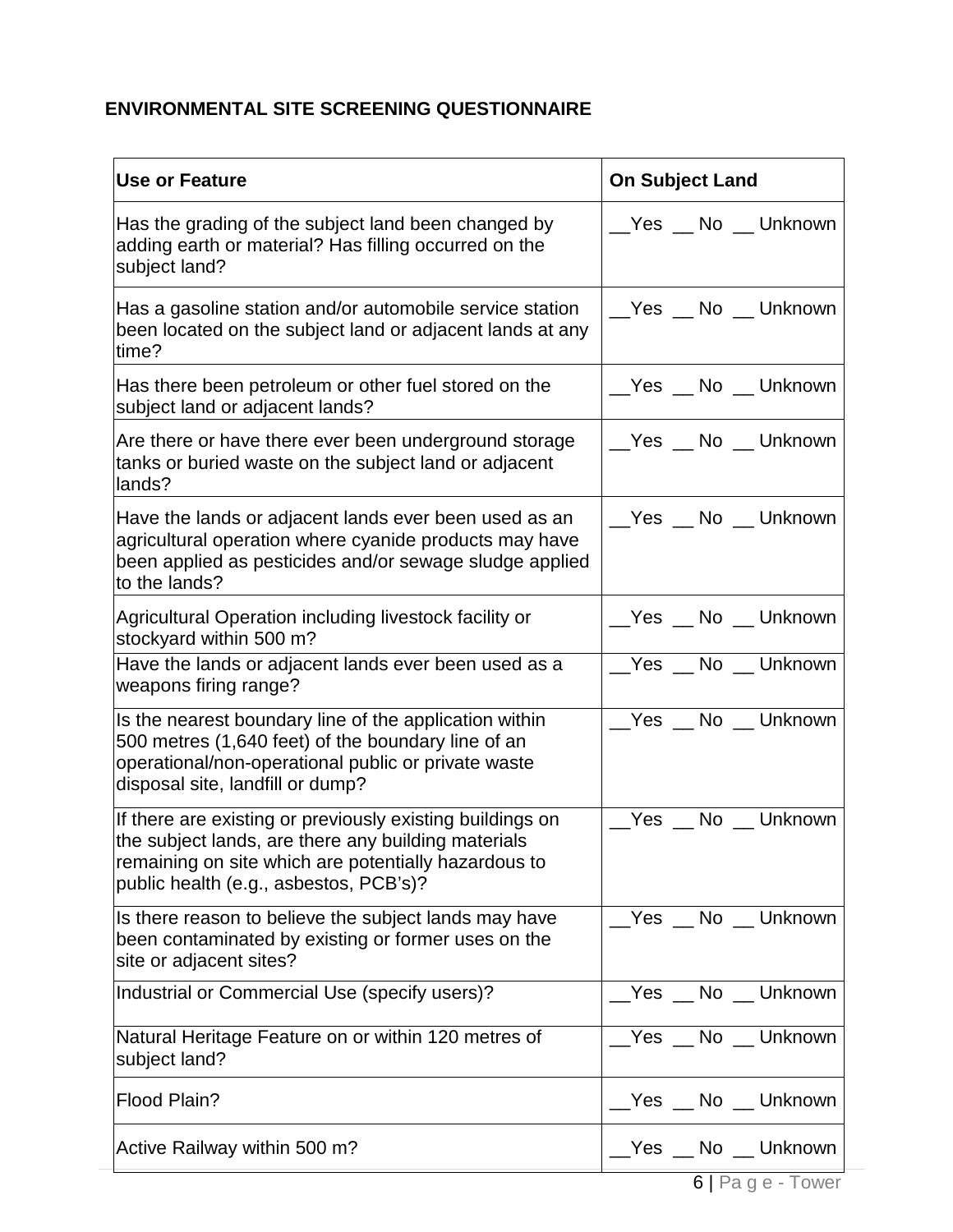**ENVIRONMENTAL SITE SCREENING QUESTIONNAIRE**

| Use or Feature | On Subject Land |
|---|---|
| Has the grading of the subject land been changed by adding earth or material? Has filling occurred on the subject land? | __Yes __ No __ Unknown |
| Has a gasoline station and/or automobile service station been located on the subject land or adjacent lands at any time? | __Yes __ No __ Unknown |
| Has there been petroleum or other fuel stored on the subject land or adjacent lands? | __Yes __ No __ Unknown |
| Are there or have there ever been underground storage tanks or buried waste on the subject land or adjacent lands? | __Yes __ No __ Unknown |
| Have the lands or adjacent lands ever been used as an agricultural operation where cyanide products may have been applied as pesticides and/or sewage sludge applied to the lands? | __Yes __ No __ Unknown |
| Agricultural Operation including livestock facility or stockyard within 500 m? | __Yes __ No __ Unknown |
| Have the lands or adjacent lands ever been used as a weapons firing range? | __Yes __ No __ Unknown |
| Is the nearest boundary line of the application within 500 metres (1,640 feet) of the boundary line of an operational/non-operational public or private waste disposal site, landfill or dump? | __Yes __ No __ Unknown |
| If there are existing or previously existing buildings on the subject lands, are there any building materials remaining on site which are potentially hazardous to public health (e.g., asbestos, PCB's)? | __Yes __ No __ Unknown |
| Is there reason to believe the subject lands may have been contaminated by existing or former uses on the site or adjacent sites? | __Yes __ No __ Unknown |
| Industrial or Commercial Use (specify users)? | __Yes __ No __ Unknown |
| Natural Heritage Feature on or within 120 metres of subject land? | __Yes __ No __ Unknown |
| Flood Plain? | __Yes __ No __ Unknown |
| Active Railway within 500 m? | __Yes __ No __ Unknown |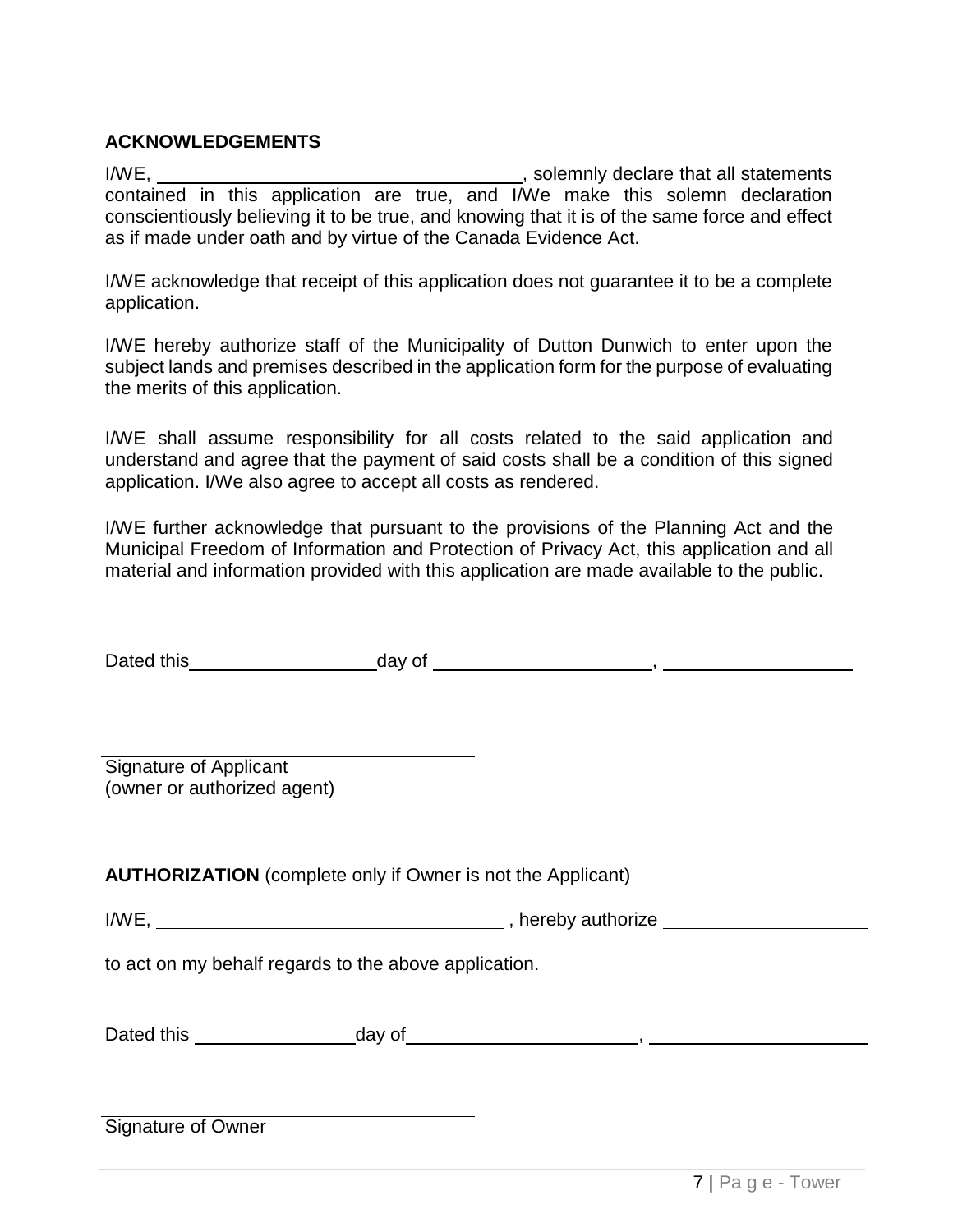**ACKNOWLEDGEMENTS**

I/WE, ___________________________________, solemnly declare that all statements contained in this application are true, and I/We make this solemn declaration conscientiously believing it to be true, and knowing that it is of the same force and effect as if made under oath and by virtue of the Canada Evidence Act.

I/WE acknowledge that receipt of this application does not guarantee it to be a complete application.

I/WE hereby authorize staff of the Municipality of Dutton Dunwich to enter upon the subject lands and premises described in the application form for the purpose of evaluating the merits of this application.

I/WE shall assume responsibility for all costs related to the said application and understand and agree that the payment of said costs shall be a condition of this signed application. I/We also agree to accept all costs as rendered.

I/WE further acknowledge that pursuant to the provisions of the Planning Act and the Municipal Freedom of Information and Protection of Privacy Act, this application and all material and information provided with this application are made available to the public.

Dated this __________________ day of _____________________, __________________

_____________________________________
Signature of Applicant
(owner or authorized agent)

**AUTHORIZATION** (complete only if Owner is not the Applicant)

I/WE, _________________________________ , hereby authorize ____________________

to act on my behalf regards to the above application.

Dated this ________________ day of ______________________, _____________________

_____________________________________
Signature of Owner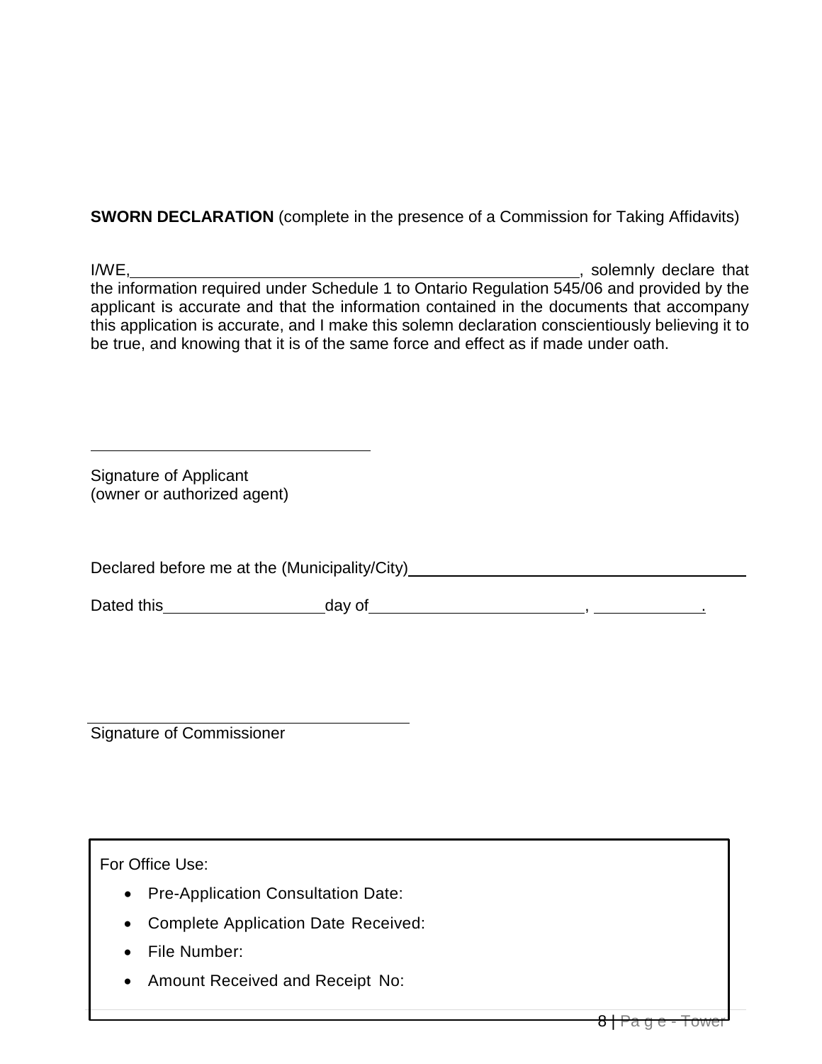**SWORN DECLARATION** (complete in the presence of a Commission for Taking Affidavits)

I/WE,\_\_\_\_\_\_\_\_\_\_\_\_\_\_\_\_\_\_\_\_\_\_\_\_\_\_\_\_\_\_\_\_\_\_\_\_\_\_\_\_\_\_\_\_\_\_\_\_\_\_, solemnly declare that the information required under Schedule 1 to Ontario Regulation 545/06 and provided by the applicant is accurate and that the information contained in the documents that accompany this application is accurate, and I make this solemn declaration conscientiously believing it to be true, and knowing that it is of the same force and effect as if made under oath.

\_\_\_\_\_\_\_\_\_\_\_\_\_\_\_\_\_\_\_\_\_\_\_\_\_\_\_\_\_\_\_\_

Signature of Applicant
(owner or authorized agent)

Declared before me at the (Municipality/City)\_\_\_\_\_\_\_\_\_\_\_\_\_\_\_\_\_\_\_\_\_\_\_\_\_\_\_\_\_\_\_\_\_\_\_\_\_\_\_\_

Dated this\_\_\_\_\_\_\_\_\_\_\_\_\_\_\_\_\_\_day of\_\_\_\_\_\_\_\_\_\_\_\_\_\_\_\_\_\_\_\_\_\_\_\_\_, \_\_\_\_\_\_\_\_\_\_\_\_.

\_\_\_\_\_\_\_\_\_\_\_\_\_\_\_\_\_\_\_\_\_\_\_\_\_\_\_\_\_\_\_\_\_\_\_\_\_

Signature of Commissioner

For Office Use:

- Pre-Application Consultation Date:
- Complete Application Date Received:
- File Number:
- Amount Received and Receipt No: